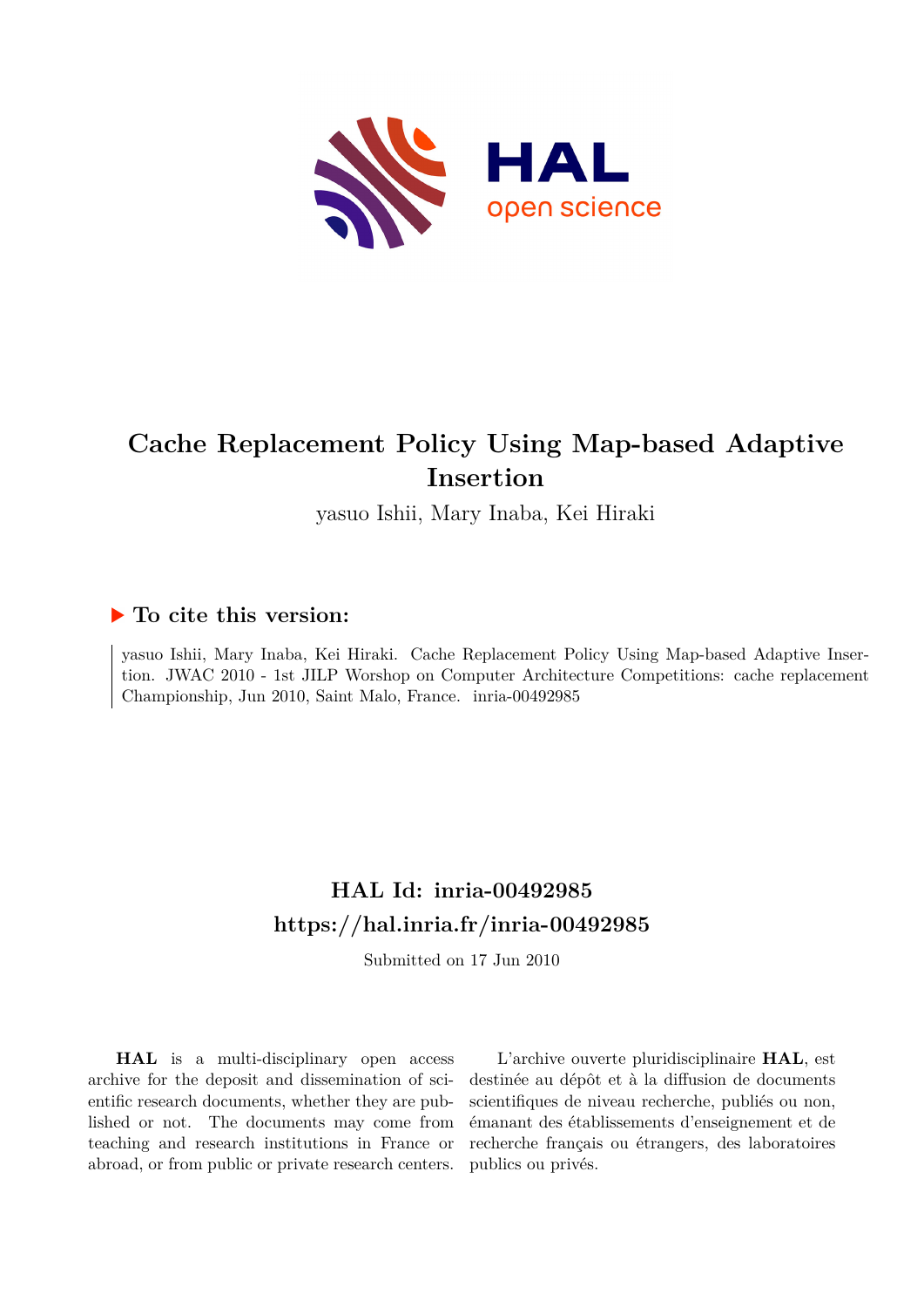# Cache Replacement Policy Using Map-based Adaptive Insertion

yasuo Ishii, Mary Inaba, Kei Hiraki

## ▶ To cite this version:

yasuo Ishii, Mary Inaba, Kei Hiraki. Cache Replacement Policy Using Map-based Adaptive Insertion. JWAC 2010 - 1st JILP Worshop on Computer Architecture Competitions: cache replacement Championship, Jun 2010, Saint Malo, France. inria-00492985

## HAL Id: inria-00492985

## https://hal.inria.fr/inria-00492985

Submitted on 17 Jun 2010

**HAL** is a multi-disciplinary open access archive for the deposit and dissemination of scientific research documents, whether they are published or not. The documents may come from teaching and research institutions in France or abroad, or from public or private research centers.

L'archive ouverte pluridisciplinaire **HAL**, est destinée au dépôt et à la diffusion de documents scientifiques de niveau recherche, publiés ou non, émanant des établissements d'enseignement et de recherche français ou étrangers, des laboratoires publics ou privés.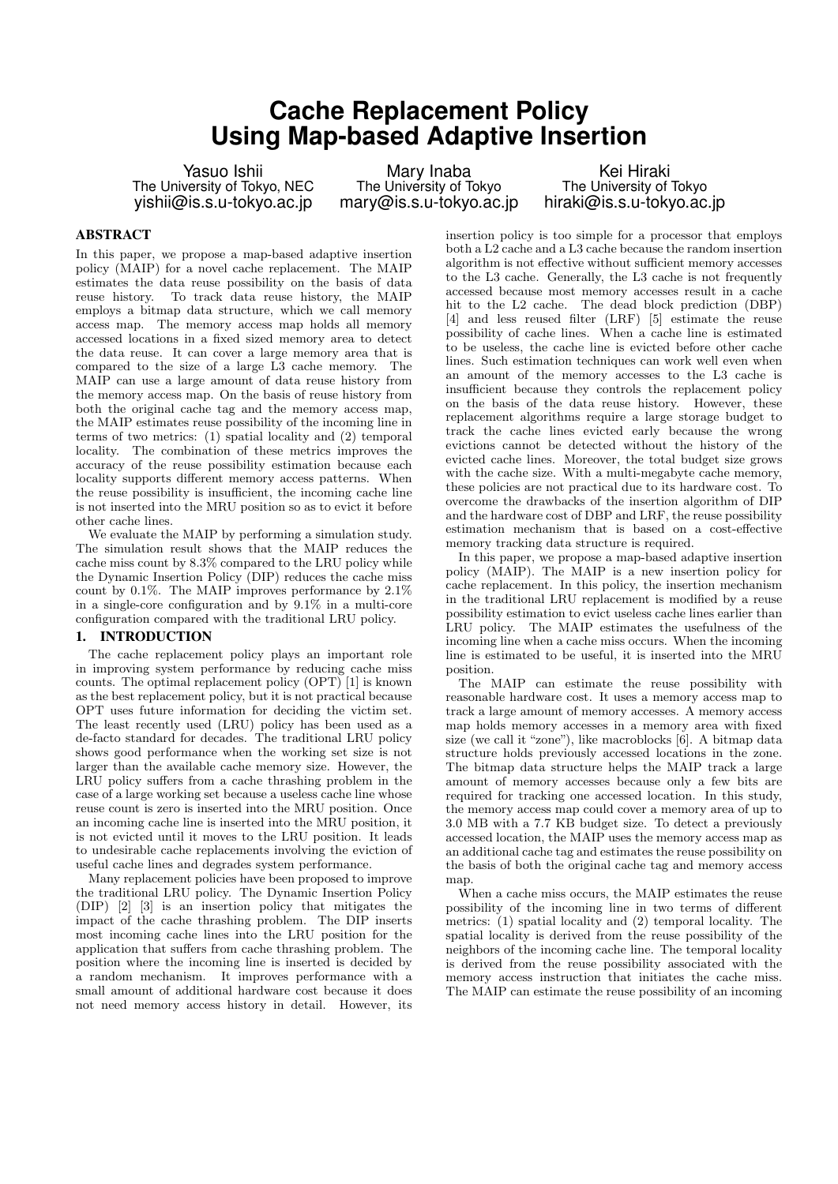# Cache Replacement Policy Using Map-based Adaptive Insertion

Yasuo Ishii
The University of Tokyo, NEC
yishii@is.s.u-tokyo.ac.jp

Mary Inaba
The University of Tokyo
mary@is.s.u-tokyo.ac.jp

Kei Hiraki
The University of Tokyo
hiraki@is.s.u-tokyo.ac.jp

## ABSTRACT

In this paper, we propose a map-based adaptive insertion policy (MAIP) for a novel cache replacement. The MAIP estimates the data reuse possibility on the basis of data reuse history. To track data reuse history, the MAIP employs a bitmap data structure, which we call memory access map. The memory access map holds all memory accessed locations in a fixed sized memory area to detect the data reuse. It can cover a large memory area that is compared to the size of a large L3 cache memory. The MAIP can use a large amount of data reuse history from the memory access map. On the basis of reuse history from both the original cache tag and the memory access map, the MAIP estimates reuse possibility of the incoming line in terms of two metrics: (1) spatial locality and (2) temporal locality. The combination of these metrics improves the accuracy of the reuse possibility estimation because each locality supports different memory access patterns. When the reuse possibility is insufficient, the incoming cache line is not inserted into the MRU position so as to evict it before other cache lines.

We evaluate the MAIP by performing a simulation study. The simulation result shows that the MAIP reduces the cache miss count by 8.3% compared to the LRU policy while the Dynamic Insertion Policy (DIP) reduces the cache miss count by 0.1%. The MAIP improves performance by 2.1% in a single-core configuration and by 9.1% in a multi-core configuration compared with the traditional LRU policy.

## 1. INTRODUCTION

The cache replacement policy plays an important role in improving system performance by reducing cache miss counts. The optimal replacement policy (OPT) [1] is known as the best replacement policy, but it is not practical because OPT uses future information for deciding the victim set. The least recently used (LRU) policy has been used as a de-facto standard for decades. The traditional LRU policy shows good performance when the working set size is not larger than the available cache memory size. However, the LRU policy suffers from a cache thrashing problem in the case of a large working set because a useless cache line whose reuse count is zero is inserted into the MRU position. Once an incoming cache line is inserted into the MRU position, it is not evicted until it moves to the LRU position. It leads to undesirable cache replacements involving the eviction of useful cache lines and degrades system performance.

Many replacement policies have been proposed to improve the traditional LRU policy. The Dynamic Insertion Policy (DIP) [2] [3] is an insertion policy that mitigates the impact of the cache thrashing problem. The DIP inserts most incoming cache lines into the LRU position for the application that suffers from cache thrashing problem. The position where the incoming line is inserted is decided by a random mechanism. It improves performance with a small amount of additional hardware cost because it does not need memory access history in detail. However, its insertion policy is too simple for a processor that employs both a L2 cache and a L3 cache because the random insertion algorithm is not effective without sufficient memory accesses to the L3 cache. Generally, the L3 cache is not frequently accessed because most memory accesses result in a cache hit to the L2 cache. The dead block prediction (DBP) [4] and less reused filter (LRF) [5] estimate the reuse possibility of cache lines. When a cache line is estimated to be useless, the cache line is evicted before other cache lines. Such estimation techniques can work well even when an amount of the memory accesses to the L3 cache is insufficient because they controls the replacement policy on the basis of the data reuse history. However, these replacement algorithms require a large storage budget to track the cache lines evicted early because the wrong evictions cannot be detected without the history of the evicted cache lines. Moreover, the total budget size grows with the cache size. With a multi-megabyte cache memory, these policies are not practical due to its hardware cost. To overcome the drawbacks of the insertion algorithm of DIP and the hardware cost of DBP and LRF, the reuse possibility estimation mechanism that is based on a cost-effective memory tracking data structure is required.

In this paper, we propose a map-based adaptive insertion policy (MAIP). The MAIP is a new insertion policy for cache replacement. In this policy, the insertion mechanism in the traditional LRU replacement is modified by a reuse possibility estimation to evict useless cache lines earlier than LRU policy. The MAIP estimates the usefulness of the incoming line when a cache miss occurs. When the incoming line is estimated to be useful, it is inserted into the MRU position.

The MAIP can estimate the reuse possibility with reasonable hardware cost. It uses a memory access map to track a large amount of memory accesses. A memory access map holds memory accesses in a memory area with fixed size (we call it "zone"), like macroblocks [6]. A bitmap data structure holds previously accessed locations in the zone. The bitmap data structure helps the MAIP track a large amount of memory accesses because only a few bits are required for tracking one accessed location. In this study, the memory access map could cover a memory area of up to 3.0 MB with a 7.7 KB budget size. To detect a previously accessed location, the MAIP uses the memory access map as an additional cache tag and estimates the reuse possibility on the basis of both the original cache tag and memory access map.

When a cache miss occurs, the MAIP estimates the reuse possibility of the incoming line in two terms of different metrics: (1) spatial locality and (2) temporal locality. The spatial locality is derived from the reuse possibility of the neighbors of the incoming cache line. The temporal locality is derived from the reuse possibility associated with the memory access instruction that initiates the cache miss. The MAIP can estimate the reuse possibility of an incoming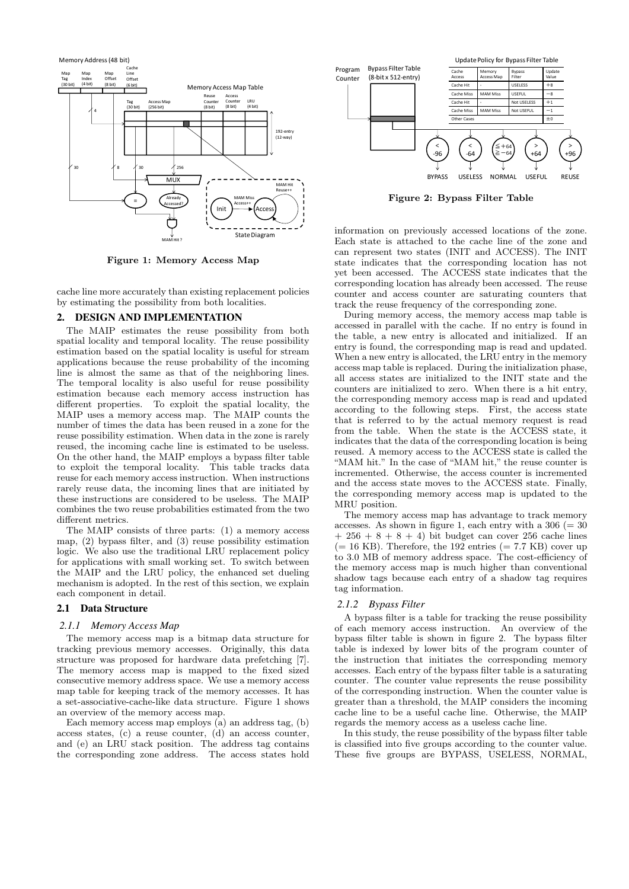Figure 1: Memory Access Map

cache line more accurately than existing replacement policies by estimating the possibility from both localities.

## 2. DESIGN AND IMPLEMENTATION

The MAIP estimates the reuse possibility from both spatial locality and temporal locality. The reuse possibility estimation based on the spatial locality is useful for stream applications because the reuse probability of the incoming line is almost the same as that of the neighboring lines. The temporal locality is also useful for reuse possibility estimation because each memory access instruction has different properties. To exploit the spatial locality, the MAIP uses a memory access map. The MAIP counts the number of times the data has been reused in a zone for the reuse possibility estimation. When data in the zone is rarely reused, the incoming cache line is estimated to be useless. On the other hand, the MAIP employs a bypass filter table to exploit the temporal locality. This table tracks data reuse for each memory access instruction. When instructions rarely reuse data, the incoming lines that are initiated by these instructions are considered to be useless. The MAIP combines the two reuse probabilities estimated from the two different metrics.

The MAIP consists of three parts: (1) a memory access map, (2) bypass filter, and (3) reuse possibility estimation logic. We also use the traditional LRU replacement policy for applications with small working set. To switch between the MAIP and the LRU policy, the enhanced set dueling mechanism is adopted. In the rest of this section, we explain each component in detail.

### 2.1 Data Structure

#### 2.1.1 Memory Access Map

The memory access map is a bitmap data structure for tracking previous memory accesses. Originally, this data structure was proposed for hardware data prefetching [7]. The memory access map is mapped to the fixed sized consecutive memory address space. We use a memory access map table for keeping track of the memory accesses. It has a set-associative-cache-like data structure. Figure 1 shows an overview of the memory access map.

Each memory access map employs (a) an address tag, (b) access states, (c) a reuse counter, (d) an access counter, and (e) an LRU stack position. The address tag contains the corresponding zone address. The access states hold information on previously accessed locations of the zone. Each state is attached to the cache line of the zone and can represent two states (INIT and ACCESS). The INIT state indicates that the corresponding location has not yet been accessed. The ACCESS state indicates that the corresponding location has already been accessed. The reuse counter and access counter are saturating counters that track the reuse frequency of the corresponding zone.

During memory access, the memory access map table is accessed in parallel with the cache. If no entry is found in the table, a new entry is allocated and initialized. If an entry is found, the corresponding map is read and updated. When a new entry is allocated, the LRU entry in the memory access map table is replaced. During the initialization phase, all access states are initialized to the INIT state and the counters are initialized to zero. When there is a hit entry, the corresponding memory access map is read and updated according to the following steps. First, the access state that is referred to by the actual memory request is read from the table. When the state is the ACCESS state, it indicates that the data of the corresponding location is being reused. A memory access to the ACCESS state is called the "MAM hit." In the case of "MAM hit," the reuse counter is incremented. Otherwise, the access counter is incremented and the access state moves to the ACCESS state. Finally, the corresponding memory access map is updated to the MRU position.

The memory access map has advantage to track memory accesses. As shown in figure 1, each entry with a 306 (= 30 + 256 + 8 + 8 + 4) bit budget can cover 256 cache lines (= 16 KB). Therefore, the 192 entries (= 7.7 KB) cover up to 3.0 MB of memory address space. The cost-efficiency of the memory access map is much higher than conventional shadow tags because each entry of a shadow tag requires tag information.

#### 2.1.2 Bypass Filter

Update Policy for Bypass Filter Table

| Cache Access | Memory Access Map | Bypass Filter | Update Value |
|---|---|---|---|
| Cache Hit | - | USELESS | +8 |
| Cache Miss | MAM Miss | USEFUL | −8 |
| Cache Hit | - | Not USELESS | +1 |
| Cache Miss | MAM Miss | Not USEFUL | −1 |
| Other Cases | | | ±0 |

Figure 2: Bypass Filter Table

A bypass filter is a table for tracking the reuse possibility of each memory access instruction. An overview of the bypass filter table is shown in figure 2. The bypass filter table is indexed by lower bits of the program counter of the instruction that initiates the corresponding memory accesses. Each entry of the bypass filter table is a saturating counter. The counter value represents the reuse possibility of the corresponding instruction. When the counter value is greater than a threshold, the MAIP considers the incoming cache line to be a useful cache line. Otherwise, the MAIP regards the memory access as a useless cache line.

In this study, the reuse possibility of the bypass filter table is classified into five groups according to the counter value. These five groups are BYPASS, USELESS, NORMAL,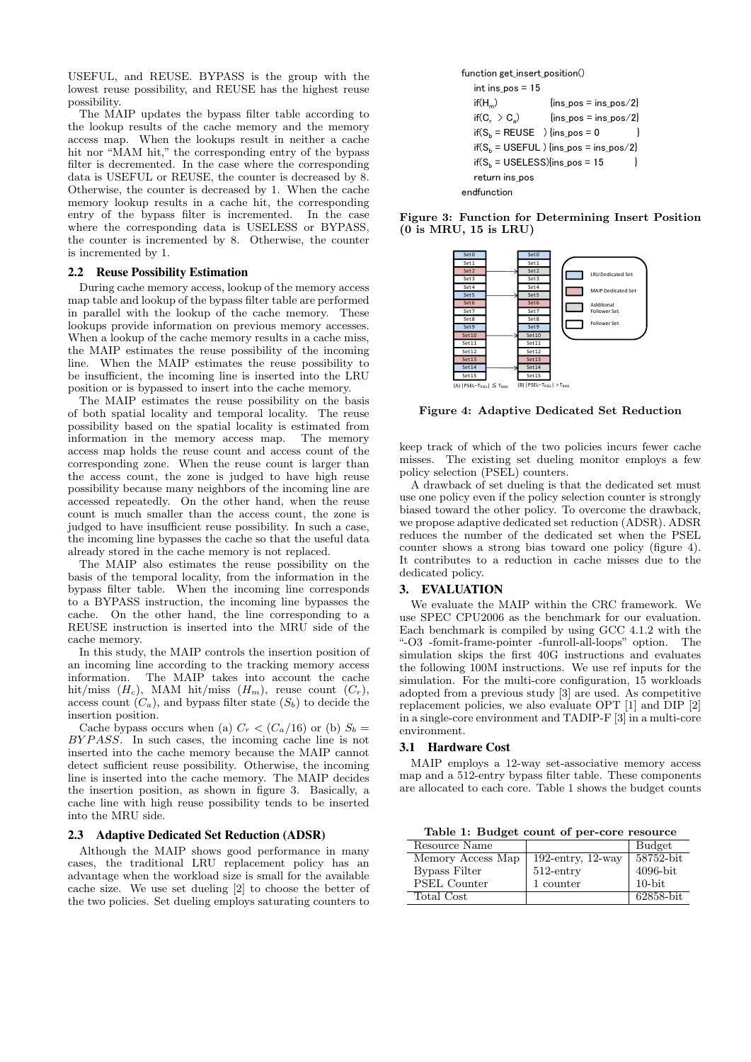USEFUL, and REUSE. BYPASS is the group with the lowest reuse possibility, and REUSE has the highest reuse possibility.

The MAIP updates the bypass filter table according to the lookup results of the cache memory and the memory access map. When the lookups result in neither a cache hit nor "MAM hit," the corresponding entry of the bypass filter is decremented. In the case where the corresponding data is USEFUL or REUSE, the counter is decreased by 8. Otherwise, the counter is decreased by 1. When the cache memory lookup results in a cache hit, the corresponding entry of the bypass filter is incremented. In the case where the corresponding data is USELESS or BYPASS, the counter is incremented by 8. Otherwise, the counter is incremented by 1.

### 2.2 Reuse Possibility Estimation

During cache memory access, lookup of the memory access map table and lookup of the bypass filter table are performed in parallel with the lookup of the cache memory. These lookups provide information on previous memory accesses. When a lookup of the cache memory results in a cache miss, the MAIP estimates the reuse possibility of the incoming line. When the MAIP estimates the reuse possibility to be insufficient, the incoming line is inserted into the LRU position or is bypassed to insert into the cache memory.

The MAIP estimates the reuse possibility on the basis of both spatial locality and temporal locality. The reuse possibility based on the spatial locality is estimated from information in the memory access map. The memory access map holds the reuse count and access count of the corresponding zone. When the reuse count is larger than the access count, the zone is judged to have high reuse possibility because many neighbors of the incoming line are accessed repeatedly. On the other hand, when the reuse count is much smaller than the access count, the zone is judged to have insufficient reuse possibility. In such a case, the incoming line bypasses the cache so that the useful data already stored in the cache memory is not replaced.

The MAIP also estimates the reuse possibility on the basis of the temporal locality, from the information in the bypass filter table. When the incoming line corresponds to a BYPASS instruction, the incoming line bypasses the cache. On the other hand, the line corresponding to a REUSE instruction is inserted into the MRU side of the cache memory.

In this study, the MAIP controls the insertion position of an incoming line according to the tracking memory access information. The MAIP takes into account the cache hit/miss ($H_c$), MAM hit/miss ($H_m$), reuse count ($C_r$), access count ($C_a$), and bypass filter state ($S_b$) to decide the insertion position.

Cache bypass occurs when (a) $C_r < (C_a/16)$ or (b) $S_b = BYPASS$. In such cases, the incoming cache line is not inserted into the cache memory because the MAIP cannot detect sufficient reuse possibility. Otherwise, the incoming line is inserted into the cache memory. The MAIP decides the insertion position, as shown in figure 3. Basically, a cache line with high reuse possibility tends to be inserted into the MRU side.

### 2.3 Adaptive Dedicated Set Reduction (ADSR)

Although the MAIP shows good performance in many cases, the traditional LRU replacement policy has an advantage when the workload size is small for the available cache size. We use set dueling [2] to choose the better of the two policies. Set dueling employs saturating counters to keep track of which of the two policies incurs fewer cache misses. The existing set dueling monitor employs a few policy selection (PSEL) counters.

```
function get_insert_position()
    int ins_pos = 15
    if(H_m)              {ins_pos = ins_pos/2}
    if(C_r > C_a)        {ins_pos = ins_pos/2}
    if(S_b = REUSE  ) {ins_pos = 0          }
    if(S_b = USEFUL ) {ins_pos = ins_pos/2}
    if(S_b = USELESS){ins_pos = 15         }
    return ins_pos
endfunction
```

**Figure 3: Function for Determining Insert Position (0 is MRU, 15 is LRU)**

**Figure 4: Adaptive Dedicated Set Reduction**

A drawback of set dueling is that the dedicated set must use one policy even if the policy selection counter is strongly biased toward the other policy. To overcome the drawback, we propose adaptive dedicated set reduction (ADSR). ADSR reduces the number of the dedicated set when the PSEL counter shows a strong bias toward one policy (figure 4). It contributes to a reduction in cache misses due to the dedicated policy.

## 3. EVALUATION

We evaluate the MAIP within the CRC framework. We use SPEC CPU2006 as the benchmark for our evaluation. Each benchmark is compiled by using GCC 4.1.2 with the "-O3 -fomit-frame-pointer -funroll-all-loops" option. The simulation skips the first 40G instructions and evaluates the following 100M instructions. We use ref inputs for the simulation. For the multi-core configuration, 15 workloads adopted from a previous study [3] are used. As competitive replacement policies, we also evaluate OPT [1] and DIP [2] in a single-core environment and TADIP-F [3] in a multi-core environment.

### 3.1 Hardware Cost

MAIP employs a 12-way set-associative memory access map and a 512-entry bypass filter table. These components are allocated to each core. Table 1 shows the budget counts

**Table 1: Budget count of per-core resource**

| Resource Name | | Budget |
|---|---|---|
| Memory Access Map | 192-entry, 12-way | 58752-bit |
| Bypass Filter | 512-entry | 4096-bit |
| PSEL Counter | 1 counter | 10-bit |
| Total Cost | | 62858-bit |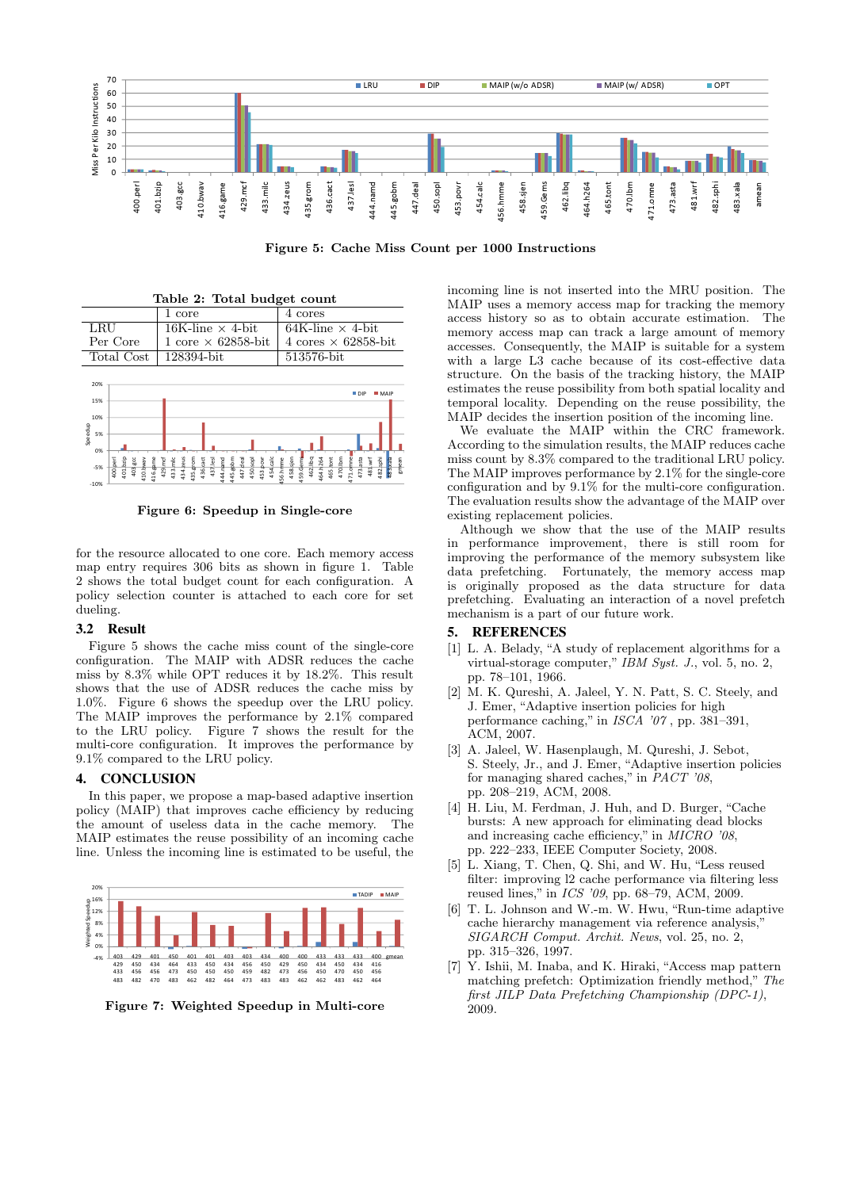Miss Per Kilo Instructions

70
60
50
40
30
20
10
0

LRU DIP MAIP (w/o ADSR) MAIP (w/ ADSR) OPT

400.perl 401.bzip 403.gcc 410.bwav 416.game 429.mcf 433.milc 434.zeus 435.grom 436.cact 437.lesl 444.namd 445.gobm 447.deal 450.sopl 453.povr 454.calc 456.hmme 458.sjen 459.Gems 462.libq 464.h264 465.tont 470.lbm 471.omne 473.asta 481.wrf 482.sphi 483.xala amean

**Figure 5: Cache Miss Count per 1000 Instructions**

**Table 2: Total budget count**

| | 1 core | 4 cores |
|---|---|---|
| LRU | 16K-line × 4-bit | 64K-line × 4-bit |
| Per Core | 1 core × 62858-bit | 4 cores × 62858-bit |
| Total Cost | 128394-bit | 513576-bit |

Speedup

20%
15%
10%
5%
0%
-5%
-10%

DIP MAIP

400.perl 401.bzip 403.gcc 410.bwav 416.game 429.mcf 433.milc 434.zeus 435.grom 436.cact 437.lesl 444.namd 445.gobm 447.deal 450.sopl 453.povr 454.calc 456.hmme 458.sjen 459.Gems 462.libq 464.h264 465.tont 470.lbm 471.omne 473.asta 481.wrf 482.sphi 483.xala gmean

**Figure 6: Speedup in Single-core**

for the resource allocated to one core. Each memory access map entry requires 306 bits as shown in figure 1. Table 2 shows the total budget count for each configuration. A policy selection counter is attached to each core for set dueling.

### 3.2 Result

Figure 5 shows the cache miss count of the single-core configuration. The MAIP with ADSR reduces the cache miss by 8.3% while OPT reduces it by 18.2%. This result shows that the use of ADSR reduces the cache miss by 1.0%. Figure 6 shows the speedup over the LRU policy. The MAIP improves the performance by 2.1% compared to the LRU policy. Figure 7 shows the result for the multi-core configuration. It improves the performance by 9.1% compared to the LRU policy.

## 4. CONCLUSION

In this paper, we propose a map-based adaptive insertion policy (MAIP) that improves cache efficiency by reducing the amount of useless data in the cache memory. The MAIP estimates the reuse possibility of an incoming cache line. Unless the incoming line is estimated to be useful, the incoming line is not inserted into the MRU position. The MAIP uses a memory access map for tracking the memory access history so as to obtain accurate estimation. The memory access map can track a large amount of memory accesses. Consequently, the MAIP is suitable for a system with a large L3 cache because of its cost-effective data structure. On the basis of the tracking history, the MAIP estimates the reuse possibility from both spatial locality and temporal locality. Depending on the reuse possibility, the MAIP decides the insertion position of the incoming line.

We evaluate the MAIP within the CRC framework. According to the simulation results, the MAIP reduces cache miss count by 8.3% compared to the traditional LRU policy. The MAIP improves performance by 2.1% for the single-core configuration and by 9.1% for the multi-core configuration. The evaluation results show the advantage of the MAIP over existing replacement policies.

Although we show that the use of the MAIP results in performance improvement, there is still room for improving the performance of the memory subsystem like data prefetching. Fortunately, the memory access map is originally proposed as the data structure for data prefetching. Evaluating an interaction of a novel prefetch mechanism is a part of our future work.

Weighted Speedup

20%
16%
12%
8%
4%
0%
-4%

TADIP MAIP

403 429 433 483
429 450 456 482
401 434 456 470
450 464 473 483
401 433 450 462
401 450 450 482
403 434 450 464
403 456 459 473
434 450 482 483
400 429 473 483
400 450 456 462
433 434 450 462
433 450 470 483
433 434 450 462
400 416 456 464
gmean

**Figure 7: Weighted Speedup in Multi-core**

## 5. REFERENCES

[1] L. A. Belady, "A study of replacement algorithms for a virtual-storage computer," *IBM Syst. J.*, vol. 5, no. 2, pp. 78–101, 1966.

[2] M. K. Qureshi, A. Jaleel, Y. N. Patt, S. C. Steely, and J. Emer, "Adaptive insertion policies for high performance caching," in *ISCA '07*, pp. 381–391, ACM, 2007.

[3] A. Jaleel, W. Hasenplaugh, M. Qureshi, J. Sebot, S. Steely, Jr., and J. Emer, "Adaptive insertion policies for managing shared caches," in *PACT '08*, pp. 208–219, ACM, 2008.

[4] H. Liu, M. Ferdman, J. Huh, and D. Burger, "Cache bursts: A new approach for eliminating dead blocks and increasing cache efficiency," in *MICRO '08*, pp. 222–233, IEEE Computer Society, 2008.

[5] L. Xiang, T. Chen, Q. Shi, and W. Hu, "Less reused filter: improving l2 cache performance via filtering less reused lines," in *ICS '09*, pp. 68–79, ACM, 2009.

[6] T. L. Johnson and W.-m. W. Hwu, "Run-time adaptive cache hierarchy management via reference analysis," *SIGARCH Comput. Archit. News*, vol. 25, no. 2, pp. 315–326, 1997.

[7] Y. Ishii, M. Inaba, and K. Hiraki, "Access map pattern matching prefetch: Optimization friendly method," *The first JILP Data Prefetching Championship (DPC-1)*, 2009.